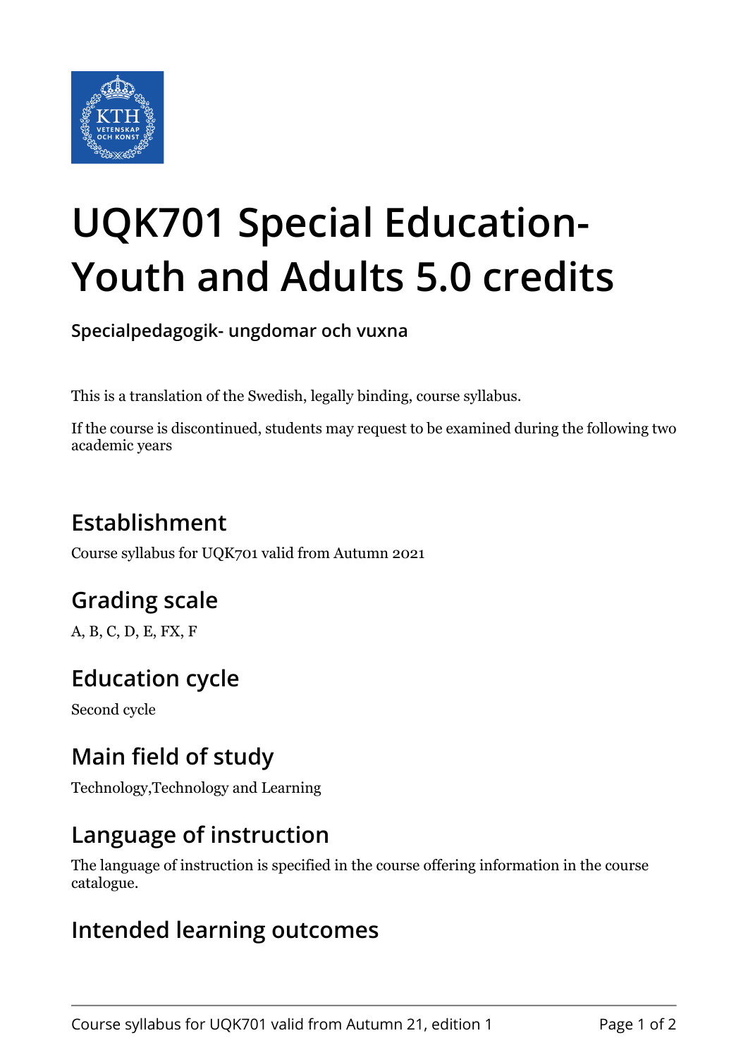# UQK701 Special Education-Youth and Adults 5.0 credits

**Specialpedagogik- ungdomar och vuxna**

This is a translation of the Swedish, legally binding, course syllabus.

If the course is discontinued, students may request to be examined during the following two academic years

## Establishment

Course syllabus for UQK701 valid from Autumn 2021

## Grading scale

A, B, C, D, E, FX, F

## Education cycle

Second cycle

## Main field of study

Technology,Technology and Learning

## Language of instruction

The language of instruction is specified in the course offering information in the course catalogue.

## Intended learning outcomes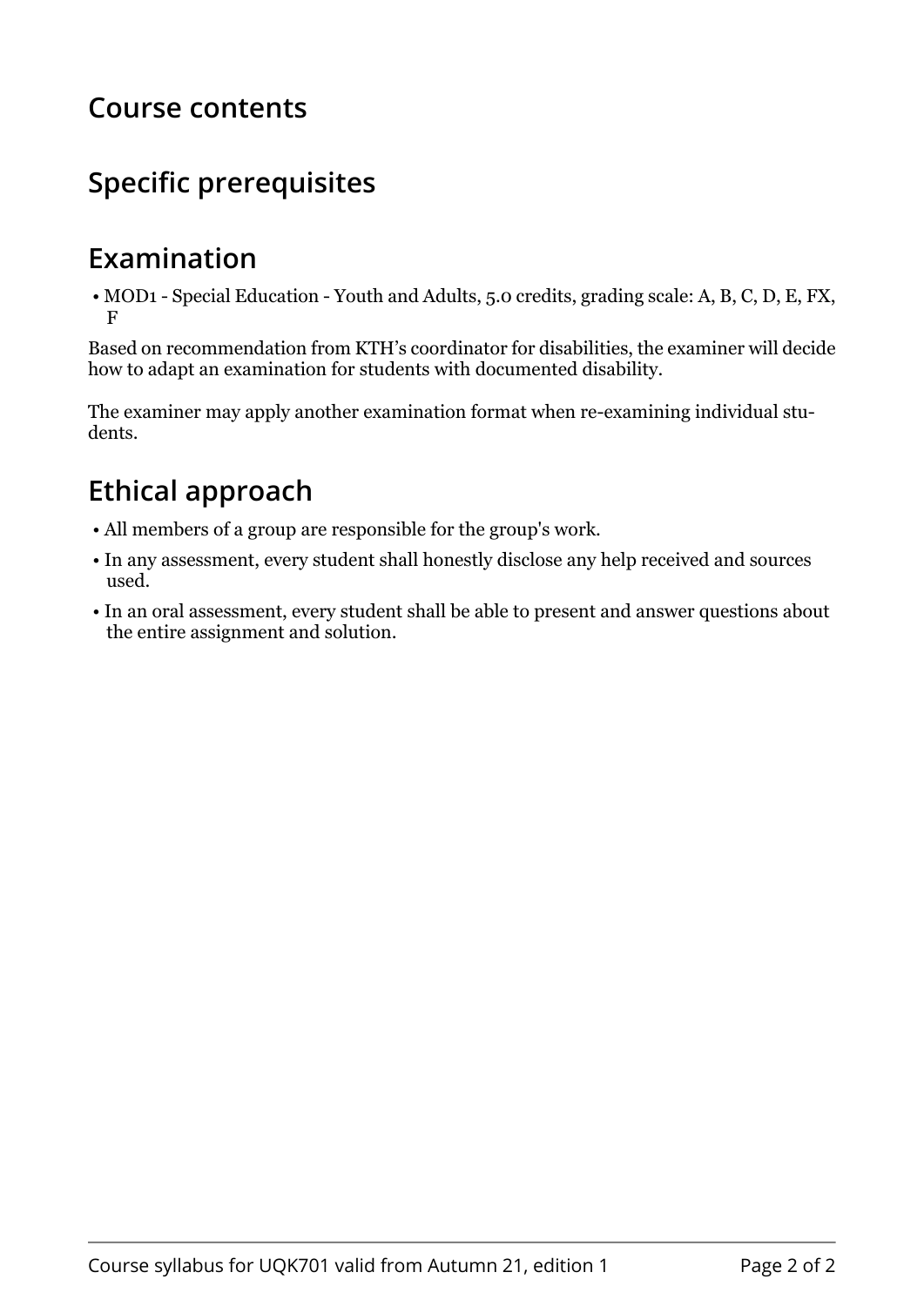## Course contents

## Specific prerequisites

## Examination

- MOD1 - Special Education - Youth and Adults, 5.0 credits, grading scale: A, B, C, D, E, FX, F

Based on recommendation from KTH's coordinator for disabilities, the examiner will decide how to adapt an examination for students with documented disability.

The examiner may apply another examination format when re-examining individual students.

## Ethical approach

- All members of a group are responsible for the group's work.
- In any assessment, every student shall honestly disclose any help received and sources used.
- In an oral assessment, every student shall be able to present and answer questions about the entire assignment and solution.